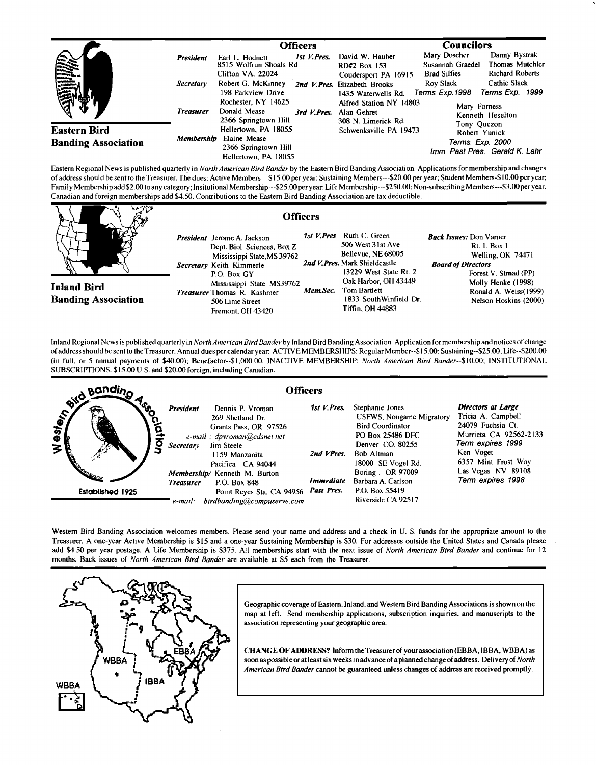## Eastern Bird Banding Association

### Officers

**President** Earl L. Hodnett, 8515 Wolfrun Shoals Rd, Clifton VA. 22024

**1st V.Pres.** David W. Hauber, RD#2 Box 153, Coudersport PA 16915

**Secretary** Robert G. McKinney, 198 Parkview Drive, Rochester, NY 14625

**2nd V.Pres.** Elizabeth Brooks, 1435 Waterwells Rd., Alfred Station NY 14803

**Treasurer** Donald Mease, 2366 Springtown Hill, Hellertown, PA 18055

**3rd V.Pres.** Alan Gehret, 308 N. Limerick Rd., Schwenksville PA 19473

**Membership** Elaine Mease, 2366 Springtown Hill, Hellertown, PA 18055

### Councilors

Mary Doscher, Susannah Graedel, Brad Silfies, Roy Slack — *Terms Exp. 1998*

Danny Bystrak, Thomas Mutchler, Richard Roberts, Cathie Slack — *Terms Exp. 1999*

Mary Forness, Kenneth Heselton, Tony Quezon, Robert Yunick — *Terms. Exp. 2000*

*Imm. Past Pres.* Gerald K. Lahr

Eastern Regional News is published quarterly in *North American Bird Bander* by the Eastern Bird Banding Association. Applications for membership and changes of address should be sent to the Treasurer. The dues: Active Members---$15.00 per year; Sustaining Members---$20.00 per year; Student Members-$10.00 per year; Family Membership add $2.00 to any category; Insitutional Membership---$25.00 per year; Life Membership---$250.00; Non-subscribing Members---$3.00 per year. Canadian and foreign memberships add $4.50. Contributions to the Eastern Bird Banding Association are tax deductible.

## Inland Bird Banding Association

### Officers

**President** Jerome A. Jackson, Dept. Biol. Sciences, Box Z, Mississippi State, MS 39762

**Secretary** Keith Kimmerle, P.O. Box GY, Mississippi State MS39762

**Treasurer** Thomas R. Kashmer, 506 Lime Street, Fremont, OH 43420

**1st V.Pres** Ruth C. Green, 506 West 31st Ave, Bellevue, NE 68005

**2nd V.Pres.** Mark Shieldcastle, 13229 West State Rt. 2, Oak Harbor, OH 43449

**Mem.Sec.** Tom Bartlett, 1833 SouthWinfield Dr., Tiffin, OH 44883

**Back Issues:** Don Varner, Rt. 1, Box 1, Welling, OK 74471

**Board of Directors**
Forest V. Strnad (PP)
Molly Henke (1998)
Ronald A. Weiss (1999)
Nelson Hoskins (2000)

Inland Regional News is published quarterly in *North American Bird Bander* by Inland Bird Banding Association. Application for membership and notices of change of address should be sent to the Treasurer. Annual dues per calendar year: ACTIVE MEMBERSHIPS: Regular Member--$15.00; Sustaining--$25.00; Life--$200.00 (in full, or 5 annual payments of $40.00); Benefactor--$1,000.00. INACTIVE MEMBERSHIP: *North American Bird Bander*--$10.00; INSTITUTIONAL SUBSCRIPTIONS: $15.00 U.S. and $20.00 foreign, including Canadian.

## Western Bird Banding Association

Established 1925

### Officers

**President** Dennis P. Vroman, 269 Shetland Dr., Grants Pass, OR 97526, *e-mail : dpvroman@cdsnet.net*

**Secretary** Jim Steele, 1159 Manzanita, Pacifica CA 94044

**Membership/ Treasurer** Kenneth M. Burton, P.O. Box 848, Point Reyes Sta. CA 94956, *e-mail: birdbanding@compuserve.com*

**1st V.Pres.** Stephanie Jones, USFWS, Nongame Migratory Bird Coordinator, PO Box 25486 DFC, Denver CO. 80255

**2nd VPres.** Bob Altman, 18000 SE Vogel Rd., Boring , OR 97009

**Immediate Past Pres.** Barbara A. Carlson, P.O. Box 55419, Riverside CA 92517

***Directors at Large***
Tricia A. Campbell, 24079 Fuchsia Ct., Murrieta CA 92562-2133 — *Term expires 1999*
Ken Voget, 6357 Mint Frost Way, Las Vegas NV 89108 — *Term expires 1998*

Western Bird Banding Association welcomes members. Please send your name and address and a check in U. S. funds for the appropriate amount to the Treasurer. A one-year Active Membership is $15 and a one-year Sustaining Membership is $30. For addresses outside the United States and Canada please add $4.50 per year postage. A Life Membership is $375. All memberships start with the next issue of *North American Bird Bander* and continue for 12 months. Back issues of *North American Bird Bander* are available at $5 each from the Treasurer.

---

Geographic coverage of Eastern, Inland, and Western Bird Banding Associations is shown on the map at left. Send membership applications, subscription inquiries, and manuscripts to the association representing your geographic area.

**CHANGE OF ADDRESS?** Inform the Treasurer of your association (EBBA, IBBA, WBBA) as soon as possible or at least six weeks in advance of a planned change of address. Delivery of *North American Bird Bander* cannot be guaranteed unless changes of address are received promptly.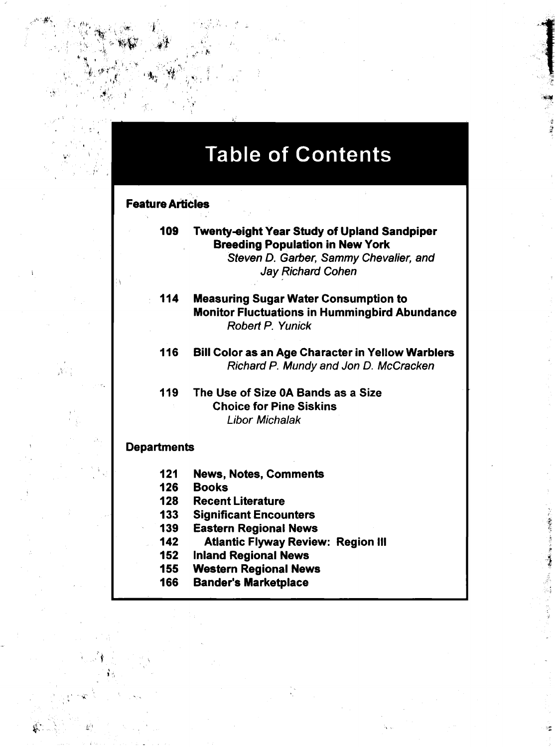# Table of Contents

## Feature Articles

**109 Twenty-eight Year Study of Upland Sandpiper Breeding Population in New York**
*Steven D. Garber, Sammy Chevalier, and Jay Richard Cohen*

**114 Measuring Sugar Water Consumption to Monitor Fluctuations in Hummingbird Abundance**
*Robert P. Yunick*

**116 Bill Color as an Age Character in Yellow Warblers**
*Richard P. Mundy and Jon D. McCracken*

**119 The Use of Size 0A Bands as a Size Choice for Pine Siskins**
*Libor Michalak*

## Departments

**121 News, Notes, Comments**
**126 Books**
**128 Recent Literature**
**133 Significant Encounters**
**139 Eastern Regional News**
**142 Atlantic Flyway Review: Region III**
**152 Inland Regional News**
**155 Western Regional News**
**166 Bander's Marketplace**